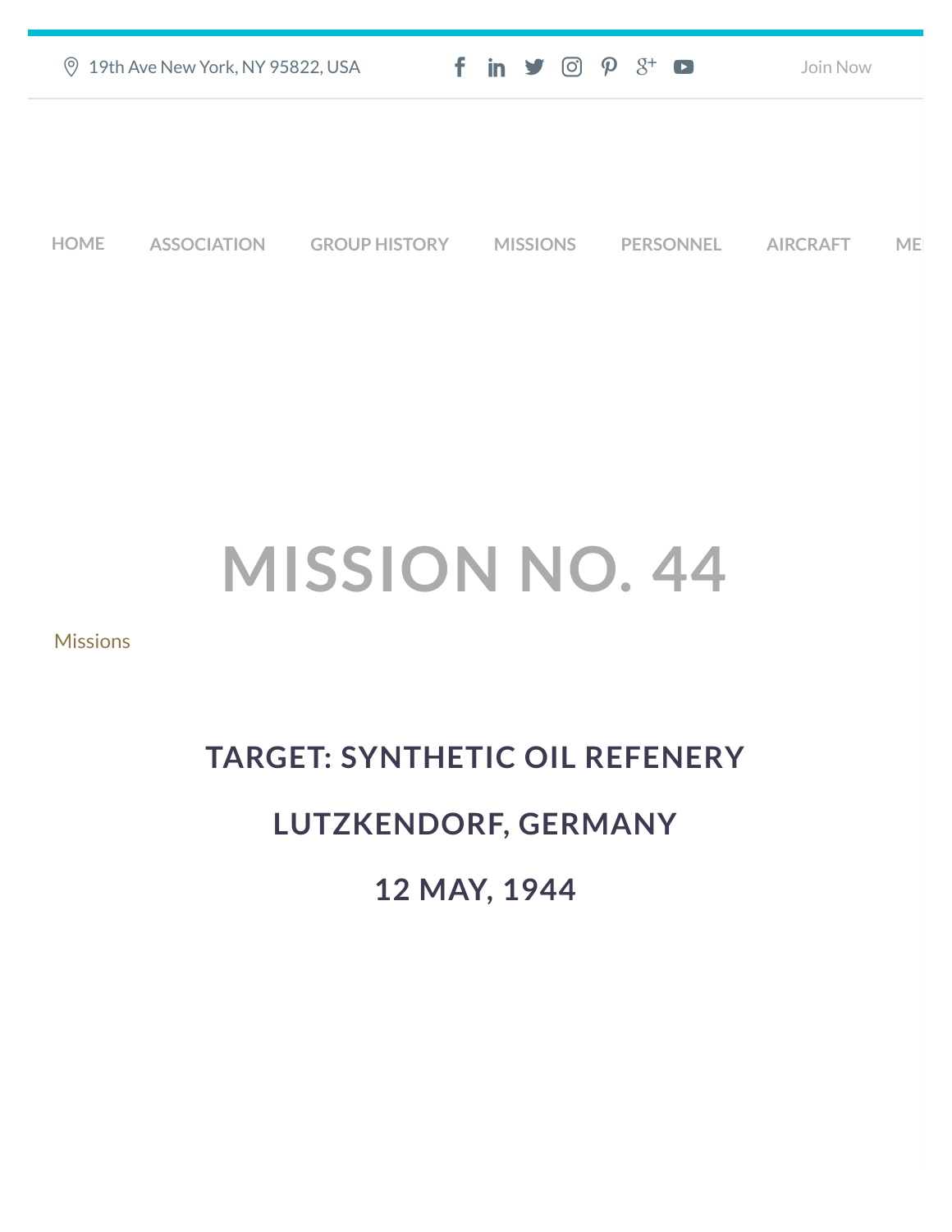19th Ave New York, NY 95822, USA

Join Now

HOME ASSOCIATION GROUP HISTORY MISSIONS PERSONNEL AIRCRAFT ME

# MISSION NO. 44

Missions

## TARGET: SYNTHETIC OIL REFENERY

## LUTZKENDORF, GERMANY

## 12 MAY, 1944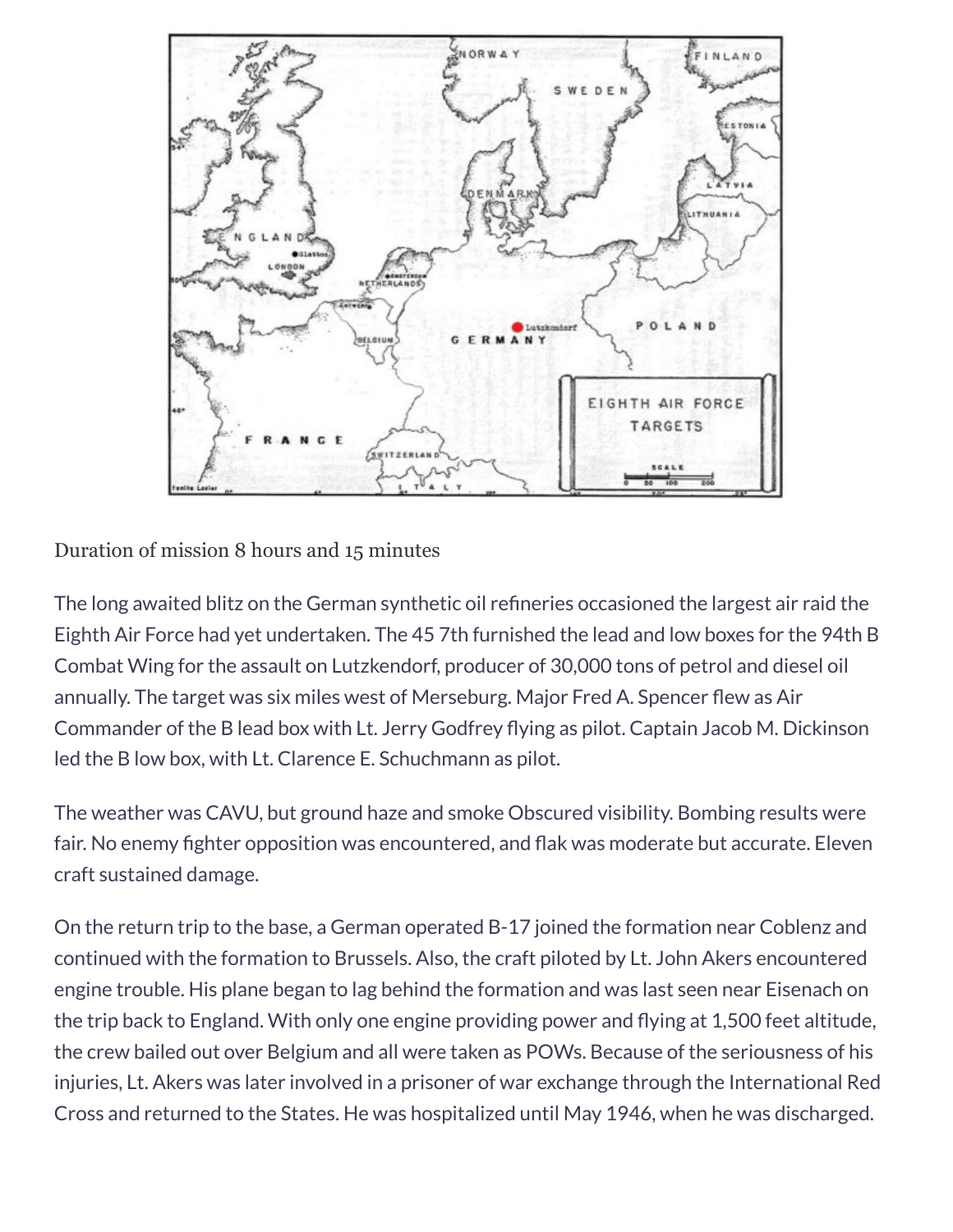Duration of mission 8 hours and 15 minutes

The long awaited blitz on the German synthetic oil refineries occasioned the largest air raid the Eighth Air Force had yet undertaken. The 45 7th furnished the lead and low boxes for the 94th B Combat Wing for the assault on Lutzkendorf, producer of 30,000 tons of petrol and diesel oil annually. The target was six miles west of Merseburg. Major Fred A. Spencer flew as Air Commander of the B lead box with Lt. Jerry Godfrey flying as pilot. Captain Jacob M. Dickinson led the B low box, with Lt. Clarence E. Schuchmann as pilot.

The weather was CAVU, but ground haze and smoke Obscured visibility. Bombing results were fair. No enemy fighter opposition was encountered, and flak was moderate but accurate. Eleven craft sustained damage.

On the return trip to the base, a German operated B-17 joined the formation near Coblenz and continued with the formation to Brussels. Also, the craft piloted by Lt. John Akers encountered engine trouble. His plane began to lag behind the formation and was last seen near Eisenach on the trip back to England. With only one engine providing power and flying at 1,500 feet altitude, the crew bailed out over Belgium and all were taken as POWs. Because of the seriousness of his injuries, Lt. Akers was later involved in a prisoner of war exchange through the International Red Cross and returned to the States. He was hospitalized until May 1946, when he was discharged.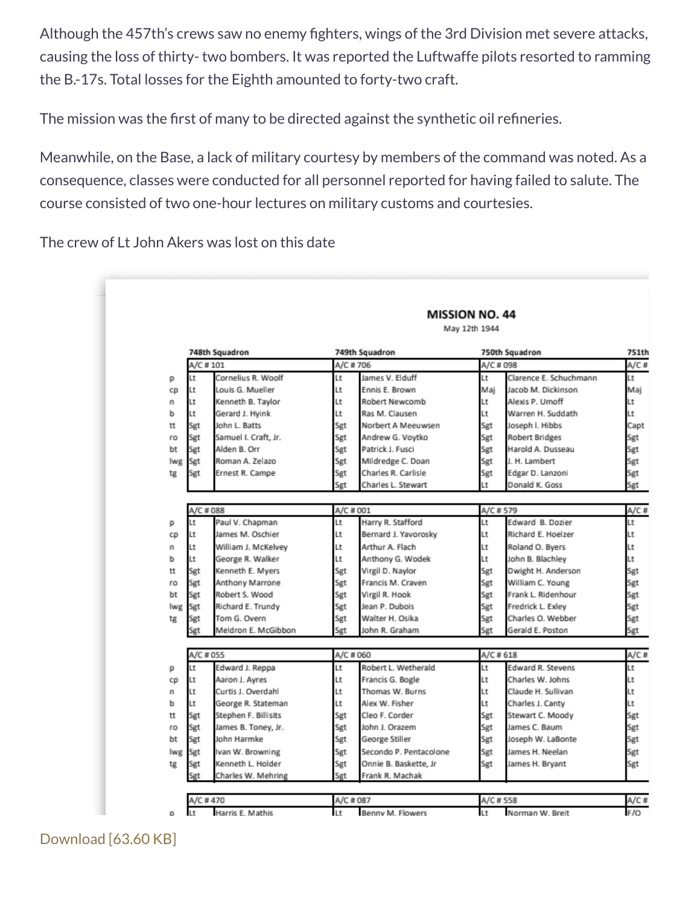Although the 457th's crews saw no enemy fighters, wings of the 3rd Division met severe attacks, causing the loss of thirty- two bombers. It was reported the Luftwaffe pilots resorted to ramming the B.-17s. Total losses for the Eighth amounted to forty-two craft.

The mission was the first of many to be directed against the synthetic oil refineries.

Meanwhile, on the Base, a lack of military courtesy by members of the command was noted. As a consequence, classes were conducted for all personnel reported for having failed to salute. The course consisted of two one-hour lectures on military customs and courtesies.

The crew of Lt John Akers was lost on this date

## MISSION NO. 44

May 12th 1944

| | 748th Squadron | | 749th Squadron | | 750th Squadron | | 751th |
|---|---|---|---|---|---|---|---|
| | A/C # 101 | | A/C # 706 | | A/C # 098 | | A/C # |
| p | Lt | Cornelius R. Woolf | Lt | James V. Elduff | Lt | Clarence E. Schuchmann | Lt |
| cp | Lt | Louis G. Mueller | Lt | Ennis E. Brown | Maj | Jacob M. Dickinson | Maj |
| n | Lt | Kenneth B. Taylor | Lt | Robert Newcomb | Lt | Alexis P. Umoff | Lt |
| b | Lt | Gerard J. Hyink | Lt | Ras M. Clausen | Lt | Warren H. Suddath | Lt |
| tt | Sgt | John L. Batts | Sgt | Norbert A Meeuwsen | Sgt | Joseph I. Hibbs | Capt |
| ro | Sgt | Samuel I. Craft, Jr. | Sgt | Andrew G. Voytko | Sgt | Robert Bridges | Sgt |
| bt | Sgt | Alden B. Orr | Sgt | Patrick J. Fusci | Sgt | Harold A. Dusseau | Sgt |
| lwg | Sgt | Roman A. Zelazo | Sgt | Mildredge C. Doan | Sgt | J. H. Lambert | Sgt |
| tg | Sgt | Ernest R. Campe | Sgt | Charles R. Carlisle | Sgt | Edgar D. Lanzoni | Sgt |
| | | | Sgt | Charles L. Stewart | Lt | Donald K. Goss | Sgt |
| | A/C # 088 | | A/C # 001 | | A/C # 579 | | A/C # |
| p | Lt | Paul V. Chapman | Lt | Harry R. Stafford | Lt | Edward B. Dozier | Lt |
| cp | Lt | James M. Oschier | Lt | Bernard J. Yavorosky | Lt | Richard E. Hoelzer | Lt |
| n | Lt | William J. McKelvey | Lt | Arthur A. Flach | Lt | Roland O. Byers | Lt |
| b | Lt | George R. Walker | Lt | Anthony G. Wodek | Lt | John B. Blachley | Lt |
| tt | Sgt | Kenneth E. Myers | Sgt | Virgil D. Naylor | Sgt | Dwight H. Anderson | Sgt |
| ro | Sgt | Anthony Marrone | Sgt | Francis M. Craven | Sgt | William C. Young | Sgt |
| bt | Sgt | Robert S. Wood | Sgt | Virgil R. Hook | Sgt | Frank L. Ridenhour | Sgt |
| lwg | Sgt | Richard E. Trundy | Sgt | Jean P. Dubois | Sgt | Fredrick L. Exley | Sgt |
| tg | Sgt | Tom G. Overn | Sgt | Walter H. Osika | Sgt | Charles O. Webber | Sgt |
| | Sgt | Meldron E. McGibbon | Sgt | John R. Graham | Sgt | Gerald E. Poston | Sgt |
| | A/C # 055 | | A/C # 060 | | A/C # 618 | | A/C # |
| p | Lt | Edward J. Reppa | Lt | Robert L. Wetherald | Lt | Edward R. Stevens | Lt |
| cp | Lt | Aaron J. Ayres | Lt | Francis G. Bogle | Lt | Charles W. Johns | Lt |
| n | Lt | Curtis J. Overdahl | Lt | Thomas W. Burns | Lt | Claude H. Sullivan | Lt |
| b | Lt | George R. Stateman | Lt | Alex W. Fisher | Lt | Charles J. Canty | Lt |
| tt | Sgt | Stephen F. Billisits | Sgt | Cleo F. Corder | Sgt | Stewart C. Moody | Sgt |
| ro | Sgt | James B. Toney, Jr. | Sgt | John J. Orazem | Sgt | James C. Baum | Sgt |
| bt | Sgt | John Harmke | Sgt | George Stiller | Sgt | Joseph W. LaBonte | Sgt |
| lwg | Sgt | Ivan W. Browning | Sgt | Secondo P. Pentacolone | Sgt | James H. Neelan | Sgt |
| tg | Sgt | Kenneth L. Holder | Sgt | Onnie B. Baskette, Jr | Sgt | James H. Bryant | Sgt |
| | Sgt | Charles W. Mehring | Sgt | Frank R. Machak | | | |
| | A/C # 470 | | A/C # 087 | | A/C # 558 | | A/C # |
| p | Lt | Harris E. Mathis | Lt | Benny M. Flowers | Lt | Norman W. Breit | F/O |

Download [63.60 KB]